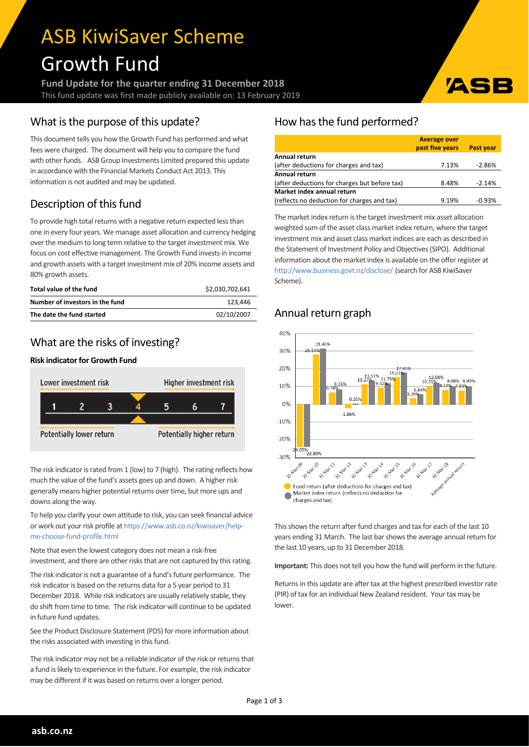# ASB KiwiSaver Scheme

# Growth Fund

**Fund Update for the quarter ending 31 December 2018**

This fund update was first made publicly available on: 13 February 2019

## What is the purpose of this update?

This document tells you how the Growth Fund has performed and what fees were charged. The document will help you to compare the fund with other funds. ASB Group Investments Limited prepared this update in accordance with the Financial Markets Conduct Act 2013. This information is not audited and may be updated.

## Description of this fund

To provide high total returns with a negative return expected less than one in every four years. We manage asset allocation and currency hedging over the medium to long term relative to the target investment mix. We focus on cost effective management. The Growth Fund invests in income and growth assets with a target investment mix of 20% income assets and 80% growth assets.

| | |
|---|---|
| **Total value of the fund** | $2,030,702,641 |
| **Number of investors in the fund** | 123,446 |
| **The date the fund started** | 02/10/2007 |

## What are the risks of investing?

### Risk indicator for Growth Fund

Lower investment risk — Higher investment risk

1 | 2 | 3 | **4** | 5 | 6 | 7

Potentially lower return — Potentially higher return

The risk indicator is rated from 1 (low) to 7 (high). The rating reflects how much the value of the fund's assets goes up and down. A higher risk generally means higher potential returns over time, but more ups and downs along the way.

To help you clarify your own attitude to risk, you can seek financial advice or work out your risk profile at https://www.asb.co.nz/kiwisaver/help-me-choose-fund-profile.html

Note that even the lowest category does not mean a risk-free investment, and there are other risks that are not captured by this rating.

The risk indicator is not a guarantee of a fund's future performance. The risk indicator is based on the returns data for a 5 year period to 31 December 2018. While risk indicators are usually relatively stable, they do shift from time to time. The risk indicator will continue to be updated in future fund updates.

See the Product Disclosure Statement (PDS) for more information about the risks associated with investing in this fund.

The risk indicator may not be a reliable indicator of the risk or returns that a fund is likely to experience in the future. For example, the risk indicator may be different if it was based on returns over a longer period.

## How has the fund performed?

| | Average over past five years | Past year |
|---|---|---|
| **Annual return**<br>(after deductions for charges and tax) | 7.13% | -2.86% |
| **Annual return**<br>(after deductions for charges but before tax) | 8.48% | -2.14% |
| **Market index annual return**<br>(reflects no deduction for charges and tax) | 9.19% | -0.93% |

The market index return is the target investment mix asset allocation weighted sum of the asset class market index return, where the target investment mix and the asset class market indices are each as described in the Statement of Investment Policy and Objectives (SIPO). Additional information about the market index is available on the offer register at http://www.business.govt.nz/disclose/ (search for ASB KiwiSaver Scheme).

## Annual return graph

| | Fund return (after deductions for charges and tax) | Market index return (reflects no deduction for charges and tax) |
|---|---|---|
| 31 Mar 09 | -24.05% | -23.89% |
| 31 Mar 10 | 28.14% | 31.46% |
| 31 Mar 11 | 6.74% | 8.26% |
| 31 Mar 12 | -1.86% | 0.35% |
| 31 Mar 13 | 11.27% | 13.51% |
| 31 Mar 14 | 9.42% | 11.79% |
| 31 Mar 15 | 15.21% | 17.85% |
| 31 Mar 16 | 3.39% | 5.64% |
| 31 Mar 17 | 10.31% | 12.08% |
| 31 Mar 18 | 8.13% | 9.98% |
| Average annual return | 7.83% | 9.93% |

This shows the return after fund charges and tax for each of the last 10 years ending 31 March. The last bar shows the average annual return for the last 10 years, up to 31 December 2018.

**Important:** This does not tell you how the fund will perform in the future.

Returns in this update are after tax at the highest prescribed investor rate (PIR) of tax for an individual New Zealand resident. Your tax may be lower.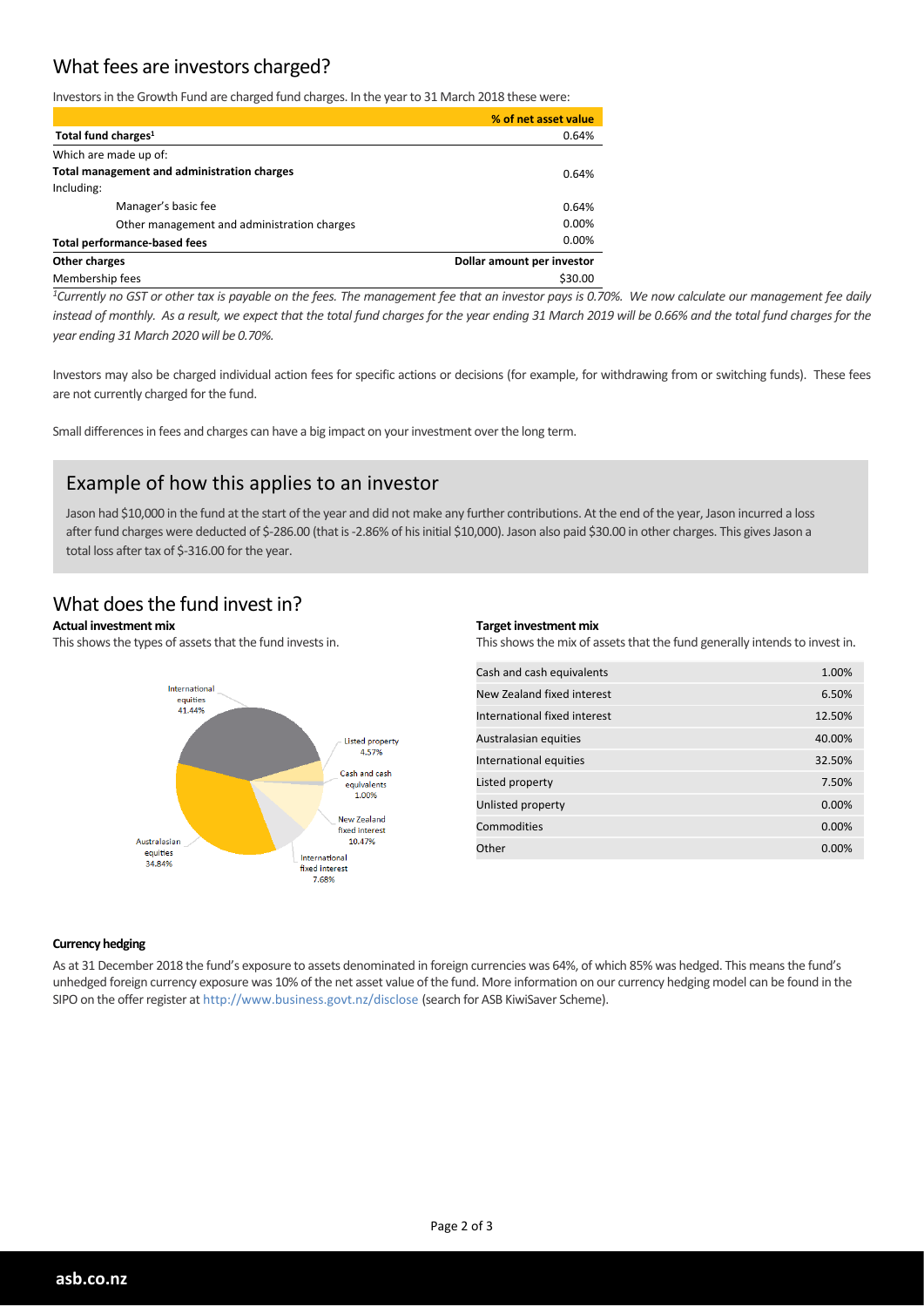## What fees are investors charged?

Investors in the Growth Fund are charged fund charges. In the year to 31 March 2018 these were:

| | % of net asset value |
|---|---|
| **Total fund charges[1]** | 0.64% |
| Which are made up of: | |
| **Total management and administration charges** | 0.64% |
| Including: | |
| Manager's basic fee | 0.64% |
| Other management and administration charges | 0.00% |
| **Total performance-based fees** | 0.00% |
| **Other charges** | **Dollar amount per investor** |
| Membership fees | $30.00 |

*[1]Currently no GST or other tax is payable on the fees. The management fee that an investor pays is 0.70%. We now calculate our management fee daily instead of monthly. As a result, we expect that the total fund charges for the year ending 31 March 2019 will be 0.66% and the total fund charges for the year ending 31 March 2020 will be 0.70%.*

Investors may also be charged individual action fees for specific actions or decisions (for example, for withdrawing from or switching funds). These fees are not currently charged for the fund.

Small differences in fees and charges can have a big impact on your investment over the long term.

### Example of how this applies to an investor

Jason had $10,000 in the fund at the start of the year and did not make any further contributions. At the end of the year, Jason incurred a loss after fund charges were deducted of $-286.00 (that is -2.86% of his initial $10,000). Jason also paid $30.00 in other charges. This gives Jason a total loss after tax of $-316.00 for the year.

## What does the fund invest in?

**Actual investment mix**

This shows the types of assets that the fund invests in.

| Asset | % |
|---|---|
| International equities | 41.44% |
| Listed property | 4.57% |
| Cash and cash equivalents | 1.00% |
| New Zealand fixed interest | 10.47% |
| International fixed interest | 7.68% |
| Australasian equities | 34.84% |

**Target investment mix**

This shows the mix of assets that the fund generally intends to invest in.

| Asset | % |
|---|---|
| Cash and cash equivalents | 1.00% |
| New Zealand fixed interest | 6.50% |
| International fixed interest | 12.50% |
| Australasian equities | 40.00% |
| International equities | 32.50% |
| Listed property | 7.50% |
| Unlisted property | 0.00% |
| Commodities | 0.00% |
| Other | 0.00% |

**Currency hedging**

As at 31 December 2018 the fund's exposure to assets denominated in foreign currencies was 64%, of which 85% was hedged. This means the fund's unhedged foreign currency exposure was 10% of the net asset value of the fund. More information on our currency hedging model can be found in the SIPO on the offer register at http://www.business.govt.nz/disclose (search for ASB KiwiSaver Scheme).

asb.co.nz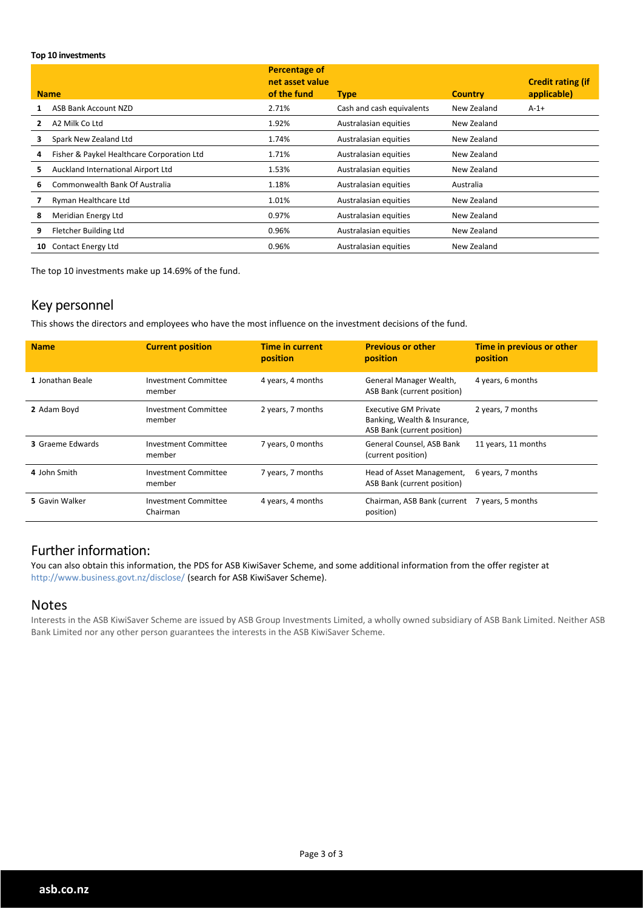**Top 10 investments**

| Name | | Percentage of net asset value of the fund | Type | Country | Credit rating (if applicable) |
|---|---|---|---|---|---|
| 1 | ASB Bank Account NZD | 2.71% | Cash and cash equivalents | New Zealand | A-1+ |
| 2 | A2 Milk Co Ltd | 1.92% | Australasian equities | New Zealand | |
| 3 | Spark New Zealand Ltd | 1.74% | Australasian equities | New Zealand | |
| 4 | Fisher & Paykel Healthcare Corporation Ltd | 1.71% | Australasian equities | New Zealand | |
| 5 | Auckland International Airport Ltd | 1.53% | Australasian equities | New Zealand | |
| 6 | Commonwealth Bank Of Australia | 1.18% | Australasian equities | Australia | |
| 7 | Ryman Healthcare Ltd | 1.01% | Australasian equities | New Zealand | |
| 8 | Meridian Energy Ltd | 0.97% | Australasian equities | New Zealand | |
| 9 | Fletcher Building Ltd | 0.96% | Australasian equities | New Zealand | |
| 10 | Contact Energy Ltd | 0.96% | Australasian equities | New Zealand | |

The top 10 investments make up 14.69% of the fund.

## Key personnel

This shows the directors and employees who have the most influence on the investment decisions of the fund.

| Name | Current position | Time in current position | Previous or other position | Time in previous or other position |
|---|---|---|---|---|
| **1** Jonathan Beale | Investment Committee member | 4 years, 4 months | General Manager Wealth, ASB Bank (current position) | 4 years, 6 months |
| **2** Adam Boyd | Investment Committee member | 2 years, 7 months | Executive GM Private Banking, Wealth & Insurance, ASB Bank (current position) | 2 years, 7 months |
| **3** Graeme Edwards | Investment Committee member | 7 years, 0 months | General Counsel, ASB Bank (current position) | 11 years, 11 months |
| **4** John Smith | Investment Committee member | 7 years, 7 months | Head of Asset Management, ASB Bank (current position) | 6 years, 7 months |
| **5** Gavin Walker | Investment Committee Chairman | 4 years, 4 months | Chairman, ASB Bank (current position) | 7 years, 5 months |

## Further information:

You can also obtain this information, the PDS for ASB KiwiSaver Scheme, and some additional information from the offer register at http://www.business.govt.nz/disclose/ (search for ASB KiwiSaver Scheme).

## Notes

Interests in the ASB KiwiSaver Scheme are issued by ASB Group Investments Limited, a wholly owned subsidiary of ASB Bank Limited. Neither ASB Bank Limited nor any other person guarantees the interests in the ASB KiwiSaver Scheme.

asb.co.nz